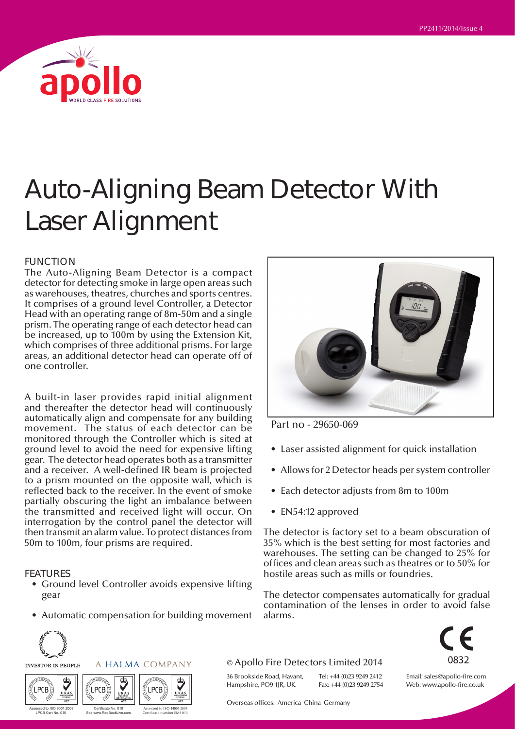# Auto-Aligning Beam Detector With Laser Alignment

## FUNCTION

The Auto-Aligning Beam Detector is a compact detector for detecting smoke in large open areas such as warehouses, theatres, churches and sports centres. It comprises of a ground level Controller, a Detector Head with an operating range of 8m-50m and a single prism. The operating range of each detector head can be increased, up to 100m by using the Extension Kit, which comprises of three additional prisms. For large areas, an additional detector head can operate off of one controller.

A built-in laser provides rapid initial alignment and thereafter the detector head will continuously automatically align and compensate for any building movement. The status of each detector can be monitored through the Controller which is sited at ground level to avoid the need for expensive lifting gear. The detector head operates both as a transmitter and a receiver. A well-defined IR beam is projected to a prism mounted on the opposite wall, which is reflected back to the receiver. In the event of smoke partially obscuring the light an imbalance between the transmitted and received light will occur. On interrogation by the control panel the detector will then transmit an alarm value. To protect distances from 50m to 100m, four prisms are required.

## FEATURES

- Ground level Controller avoids expensive lifting gear
- Automatic compensation for building movement

Part no - 29650-069

- Laser assisted alignment for quick installation
- Allows for 2 Detector heads per system controller
- Each detector adjusts from 8m to 100m
- EN54:12 approved

The detector is factory set to a beam obscuration of 35% which is the best setting for most factories and warehouses. The setting can be changed to 25% for offices and clean areas such as theatres or to 50% for hostile areas such as mills or foundries.

The detector compensates automatically for gradual contamination of the lenses in order to avoid false alarms.

A HALMA COMPANY

© Apollo Fire Detectors Limited 2014

36 Brookside Road, Havant, Hampshire, PO9 1JR, UK.

Tel: +44 (0)23 9249 2412
Fax: +44 (0)23 9249 2754

Email: sales@apollo-fire.com
Web: www.apollo-fire.co.uk

Overseas offices: America China Germany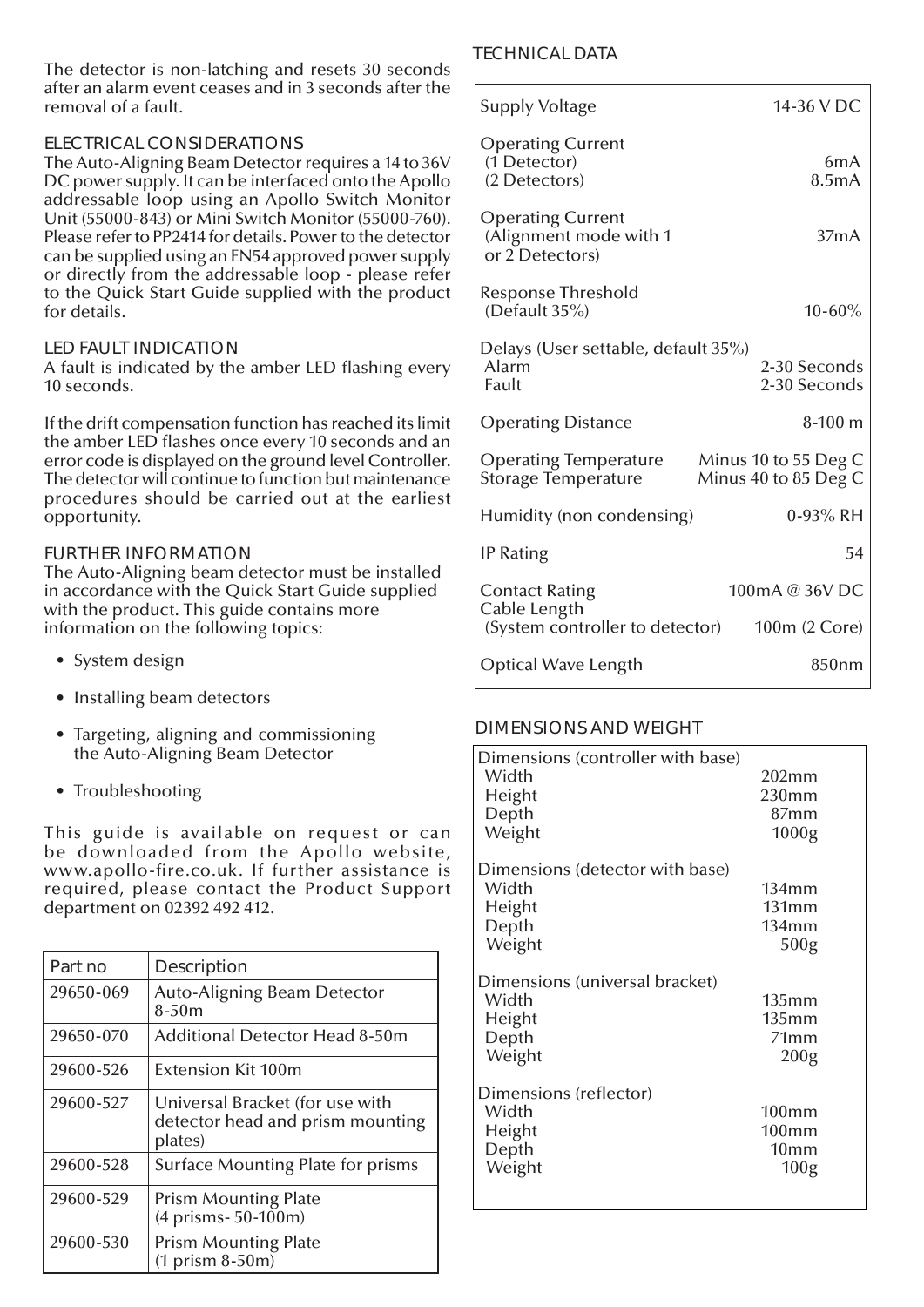The detector is non-latching and resets 30 seconds after an alarm event ceases and in 3 seconds after the removal of a fault.

## ELECTRICAL CONSIDERATIONS

The Auto-Aligning Beam Detector requires a 14 to 36V DC power supply. It can be interfaced onto the Apollo addressable loop using an Apollo Switch Monitor Unit (55000-843) or Mini Switch Monitor (55000-760). Please refer to PP2414 for details. Power to the detector can be supplied using an EN54 approved power supply or directly from the addressable loop - please refer to the Quick Start Guide supplied with the product for details.

## LED FAULT INDICATION

A fault is indicated by the amber LED flashing every 10 seconds.

If the drift compensation function has reached its limit the amber LED flashes once every 10 seconds and an error code is displayed on the ground level Controller. The detector will continue to function but maintenance procedures should be carried out at the earliest opportunity.

## FURTHER INFORMATION

The Auto-Aligning beam detector must be installed in accordance with the Quick Start Guide supplied with the product. This guide contains more information on the following topics:

- System design
- Installing beam detectors
- Targeting, aligning and commissioning the Auto-Aligning Beam Detector
- Troubleshooting

This guide is available on request or can be downloaded from the Apollo website, www.apollo-fire.co.uk. If further assistance is required, please contact the Product Support department on 02392 492 412.

| Part no | Description |
|---|---|
| 29650-069 | Auto-Aligning Beam Detector 8-50m |
| 29650-070 | Additional Detector Head 8-50m |
| 29600-526 | Extension Kit 100m |
| 29600-527 | Universal Bracket (for use with detector head and prism mounting plates) |
| 29600-528 | Surface Mounting Plate for prisms |
| 29600-529 | Prism Mounting Plate (4 prisms- 50-100m) |
| 29600-530 | Prism Mounting Plate (1 prism 8-50m) |

## TECHNICAL DATA

| | |
|---|---|
| Supply Voltage | 14-36 V DC |
| Operating Current | |
| (1 Detector) | 6mA |
| (2 Detectors) | 8.5mA |
| Operating Current (Alignment mode with 1 or 2 Detectors) | 37mA |
| Response Threshold (Default 35%) | 10-60% |
| Delays (User settable, default 35%) | |
| Alarm | 2-30 Seconds |
| Fault | 2-30 Seconds |
| Operating Distance | 8-100 m |
| Operating Temperature | Minus 10 to 55 Deg C |
| Storage Temperature | Minus 40 to 85 Deg C |
| Humidity (non condensing) | 0-93% RH |
| IP Rating | 54 |
| Contact Rating | 100mA @ 36V DC |
| Cable Length (System controller to detector) | 100m (2 Core) |
| Optical Wave Length | 850nm |

## DIMENSIONS AND WEIGHT

| | |
|---|---|
| **Dimensions (controller with base)** | |
| Width | 202mm |
| Height | 230mm |
| Depth | 87mm |
| Weight | 1000g |
| **Dimensions (detector with base)** | |
| Width | 134mm |
| Height | 131mm |
| Depth | 134mm |
| Weight | 500g |
| **Dimensions (universal bracket)** | |
| Width | 135mm |
| Height | 135mm |
| Depth | 71mm |
| Weight | 200g |
| **Dimensions (reflector)** | |
| Width | 100mm |
| Height | 100mm |
| Depth | 10mm |
| Weight | 100g |